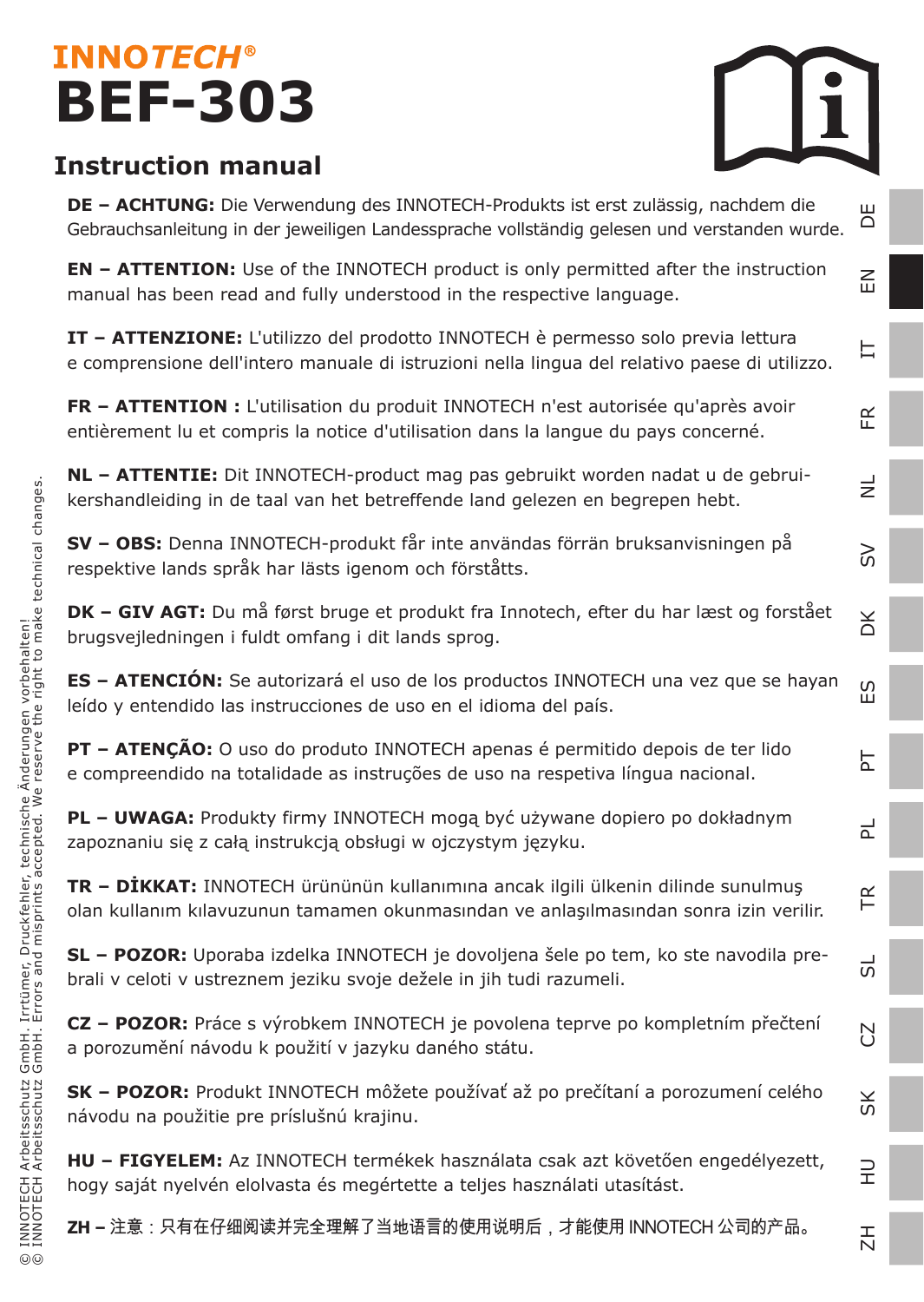**INNOTECH®**

# BEF-303

## Instruction manual

**DE – ACHTUNG:** Die Verwendung des INNOTECH-Produkts ist erst zulässig, nachdem die Gebrauchsanleitung in der jeweiligen Landessprache vollständig gelesen und verstanden wurde.

**EN – ATTENTION:** Use of the INNOTECH product is only permitted after the instruction manual has been read and fully understood in the respective language.

**IT – ATTENZIONE:** L'utilizzo del prodotto INNOTECH è permesso solo previa lettura e comprensione dell'intero manuale di istruzioni nella lingua del relativo paese di utilizzo.

**FR – ATTENTION :** L'utilisation du produit INNOTECH n'est autorisée qu'après avoir entièrement lu et compris la notice d'utilisation dans la langue du pays concerné.

**NL – ATTENTIE:** Dit INNOTECH-product mag pas gebruikt worden nadat u de gebruikershandleiding in de taal van het betreffende land gelezen en begrepen hebt.

**SV – OBS:** Denna INNOTECH-produkt får inte användas förrän bruksanvisningen på respektive lands språk har lästs igenom och förståtts.

**DK – GIV AGT:** Du må først bruge et produkt fra Innotech, efter du har læst og forstået brugsvejledningen i fuldt omfang i dit lands sprog.

**ES – ATENCIÓN:** Se autorizará el uso de los productos INNOTECH una vez que se hayan leído y entendido las instrucciones de uso en el idioma del país.

**PT – ATENÇÃO:** O uso do produto INNOTECH apenas é permitido depois de ter lido e compreendido na totalidade as instruções de uso na respetiva língua nacional.

**PL – UWAGA:** Produkty firmy INNOTECH mogą być używane dopiero po dokładnym zapoznaniu się z całą instrukcją obsługi w ojczystym języku.

**TR – DİKKAT:** INNOTECH ürününün kullanımına ancak ilgili ülkenin dilinde sunulmuş olan kullanım kılavuzunun tamamen okunmasından ve anlaşılmasından sonra izin verilir.

**SL – POZOR:** Uporaba izdelka INNOTECH je dovoljena šele po tem, ko ste navodila prebrali v celoti v ustreznem jeziku svoje dežele in jih tudi razumeli.

**CZ – POZOR:** Práce s výrobkem INNOTECH je povolena teprve po kompletním přečtení a porozumění návodu k použití v jazyku daného státu.

**SK – POZOR:** Produkt INNOTECH môžete používať až po prečítaní a porozumení celého návodu na použitie pre príslušnú krajinu.

**HU – FIGYELEM:** Az INNOTECH termékek használata csak azt követően engedélyezett, hogy saját nyelvén elolvasta és megértette a teljes használati utasítást.

**ZH – 注意：**只有在仔细阅读并完全理解了当地语言的使用说明后，才能使用 INNOTECH 公司的产品。

© INNOTECH Arbeitsschutz GmbH. Irrtümer, Druckfehler, technische Änderungen vorbehalten!
© INNOTECH Arbeitsschutz GmbH. Errors and misprints accepted. We reserve the right to make technical changes.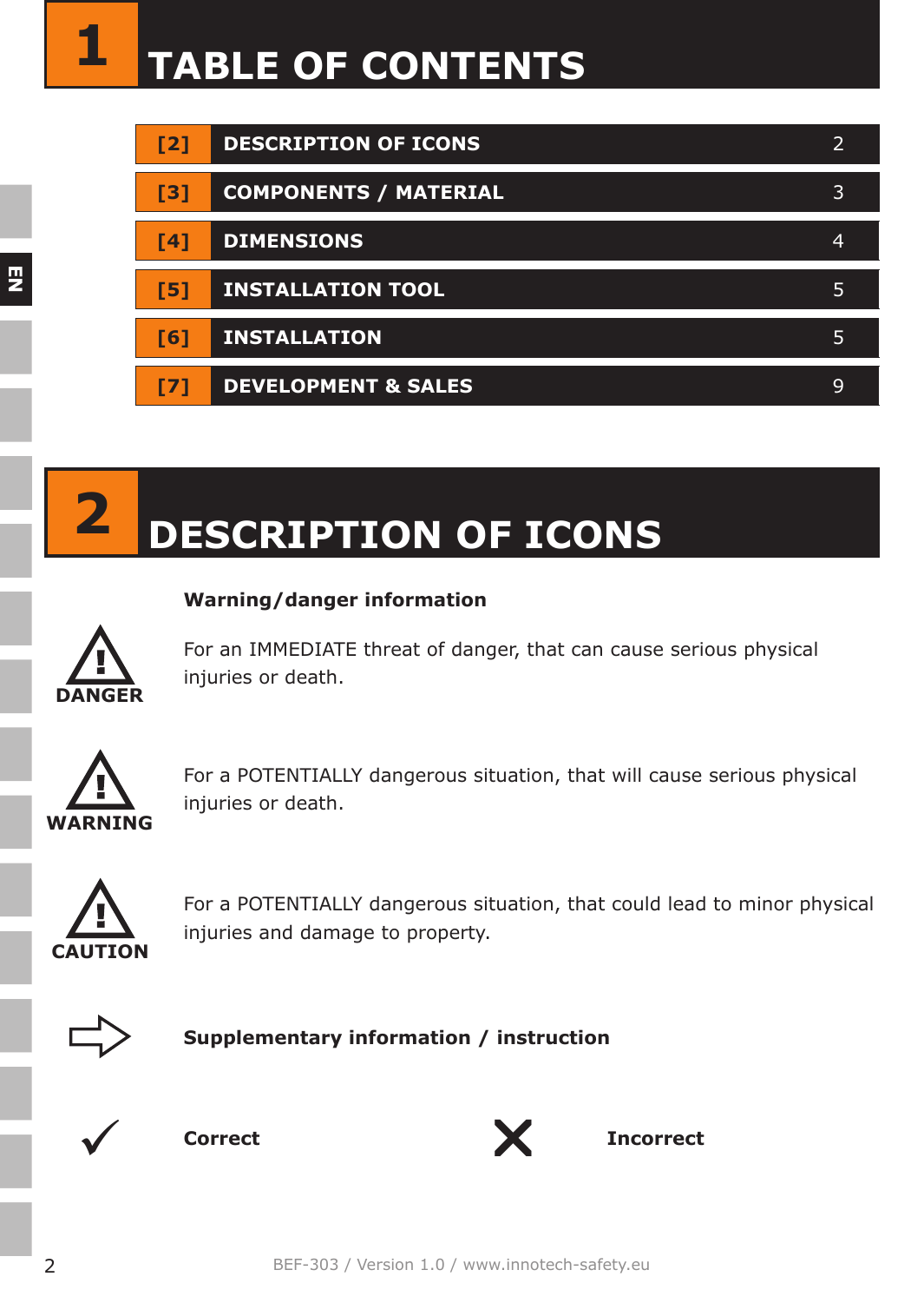# 1 TABLE OF CONTENTS

| | | |
|---|---|---|
| [2] | DESCRIPTION OF ICONS | 2 |
| [3] | COMPONENTS / MATERIAL | 3 |
| [4] | DIMENSIONS | 4 |
| [5] | INSTALLATION TOOL | 5 |
| [6] | INSTALLATION | 5 |
| [7] | DEVELOPMENT & SALES | 9 |

# 2 DESCRIPTION OF ICONS

**Warning/danger information**

**DANGER** – For an IMMEDIATE threat of danger, that can cause serious physical injuries or death.

**WARNING** – For a POTENTIALLY dangerous situation, that will cause serious physical injuries or death.

**CAUTION** – For a POTENTIALLY dangerous situation, that could lead to minor physical injuries and damage to property.

⇨ **Supplementary information / instruction**

✓ **Correct**

✗ **Incorrect**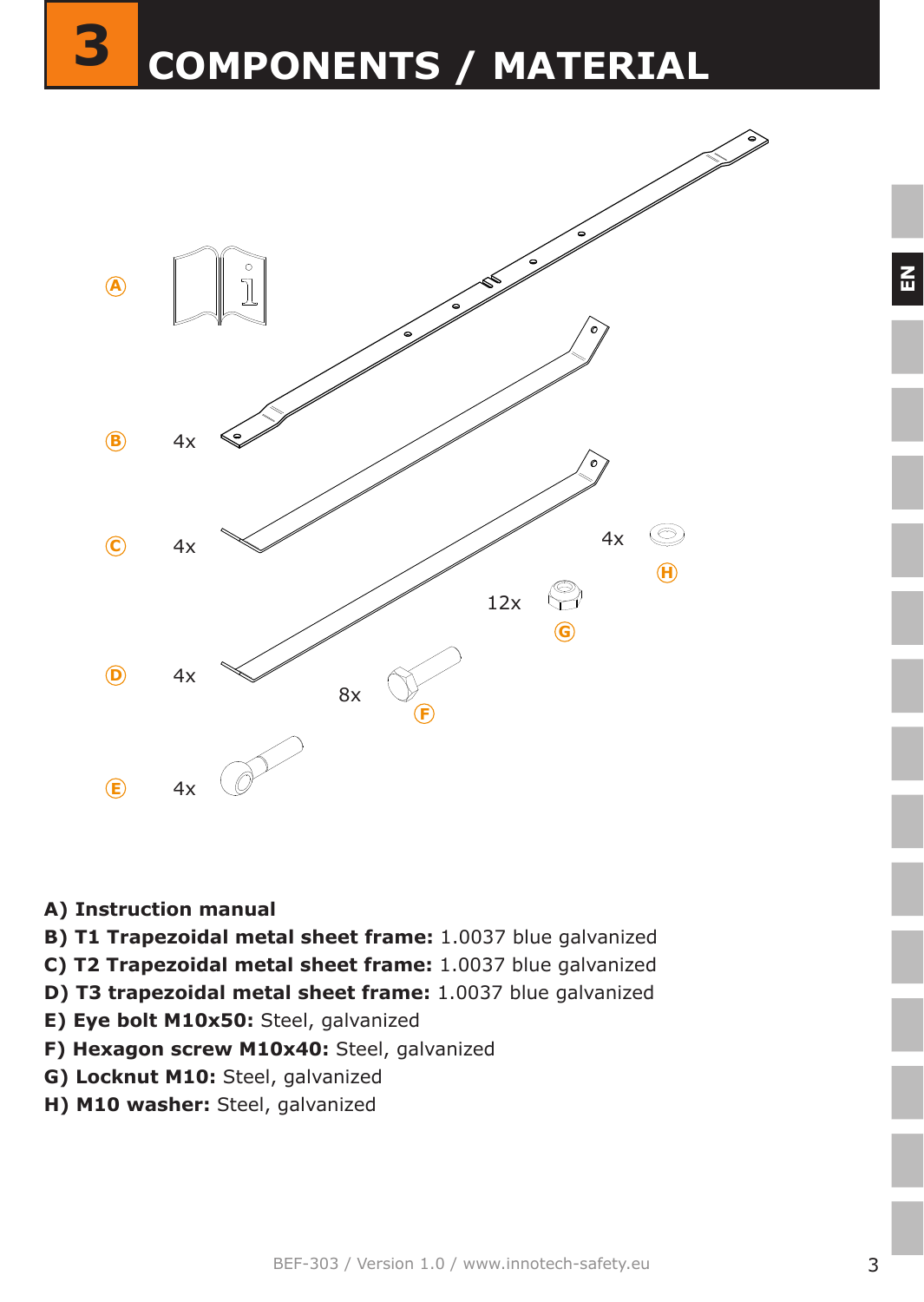# 3 COMPONENTS / MATERIAL

A)

B) 4x

C) 4x

D) 4x

E) 4x

F) 8x

G) 12x

H) 4x

**A) Instruction manual**
**B) T1 Trapezoidal metal sheet frame:** 1.0037 blue galvanized
**C) T2 Trapezoidal metal sheet frame:** 1.0037 blue galvanized
**D) T3 trapezoidal metal sheet frame:** 1.0037 blue galvanized
**E) Eye bolt M10x50:** Steel, galvanized
**F) Hexagon screw M10x40:** Steel, galvanized
**G) Locknut M10:** Steel, galvanized
**H) M10 washer:** Steel, galvanized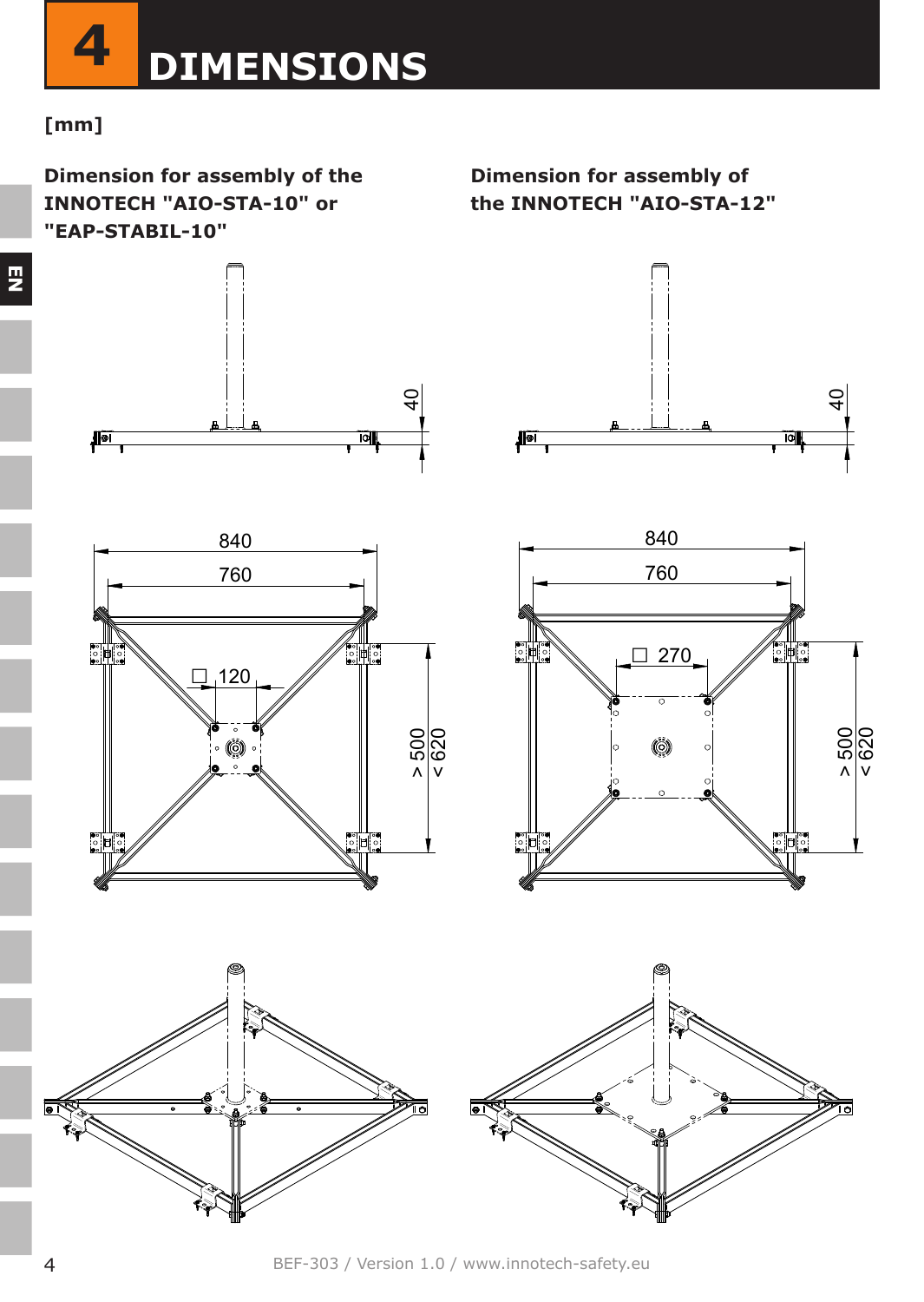# 4 DIMENSIONS

**[mm]**

**Dimension for assembly of the INNOTECH "AIO-STA-10" or "EAP-STABIL-10"**

40

840

760

☐ 120

> 500
< 620

**Dimension for assembly of the INNOTECH "AIO-STA-12"**

40

840

760

☐ 270

> 500
< 620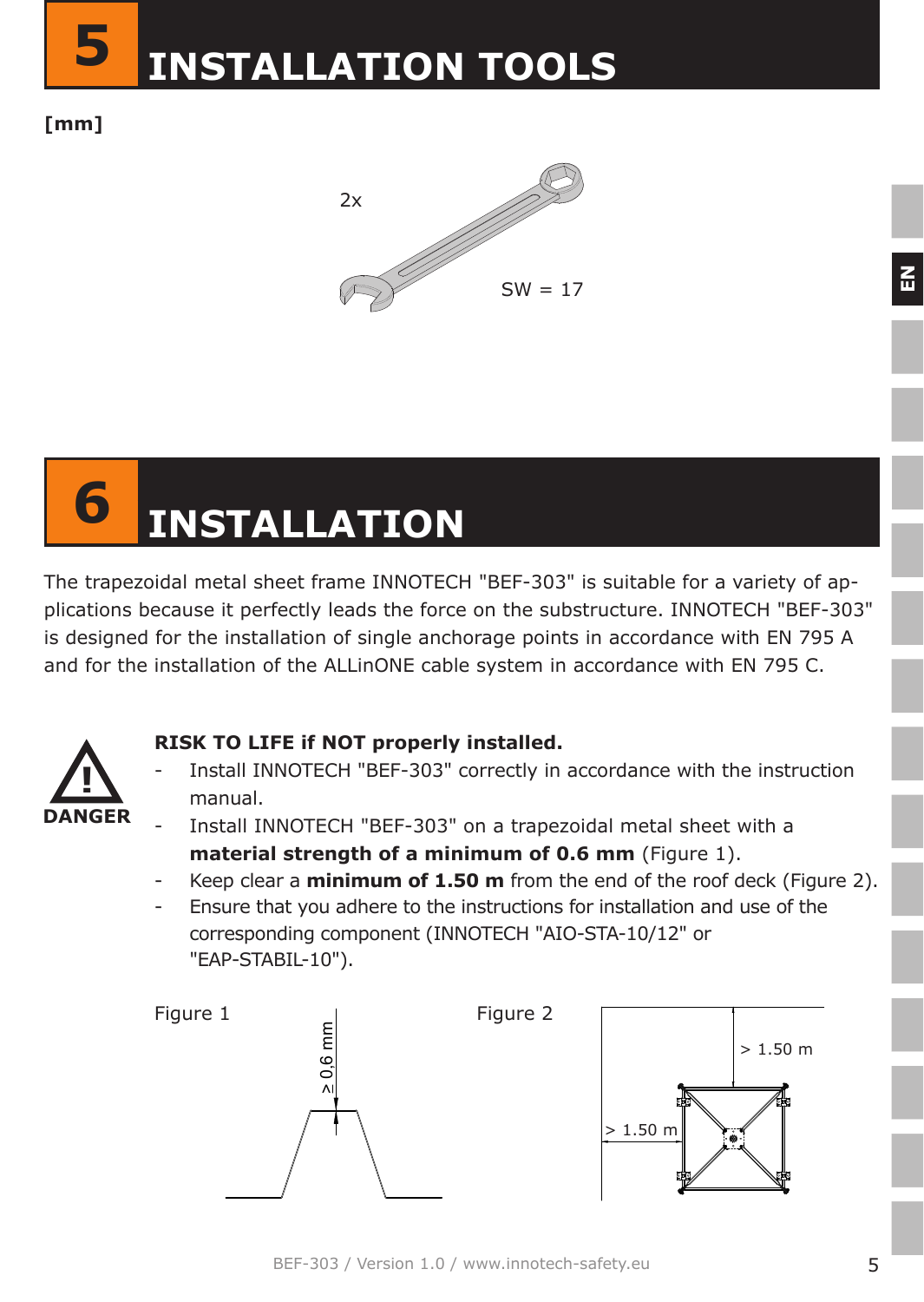# 5 INSTALLATION TOOLS

**[mm]**

2x

SW = 17

# 6 INSTALLATION

The trapezoidal metal sheet frame INNOTECH "BEF-303" is suitable for a variety of applications because it perfectly leads the force on the substructure. INNOTECH "BEF-303" is designed for the installation of single anchorage points in accordance with EN 795 A and for the installation of the ALLinONE cable system in accordance with EN 795 C.

**DANGER**

**RISK TO LIFE if NOT properly installed.**

- Install INNOTECH "BEF-303" correctly in accordance with the instruction manual.
- Install INNOTECH "BEF-303" on a trapezoidal metal sheet with a **material strength of a minimum of 0.6 mm** (Figure 1).
- Keep clear a **minimum of 1.50 m** from the end of the roof deck (Figure 2).
- Ensure that you adhere to the instructions for installation and use of the corresponding component (INNOTECH "AIO-STA-10/12" or "EAP-STABIL-10").

Figure 1

≥ 0,6 mm

Figure 2

> 1.50 m

> 1.50 m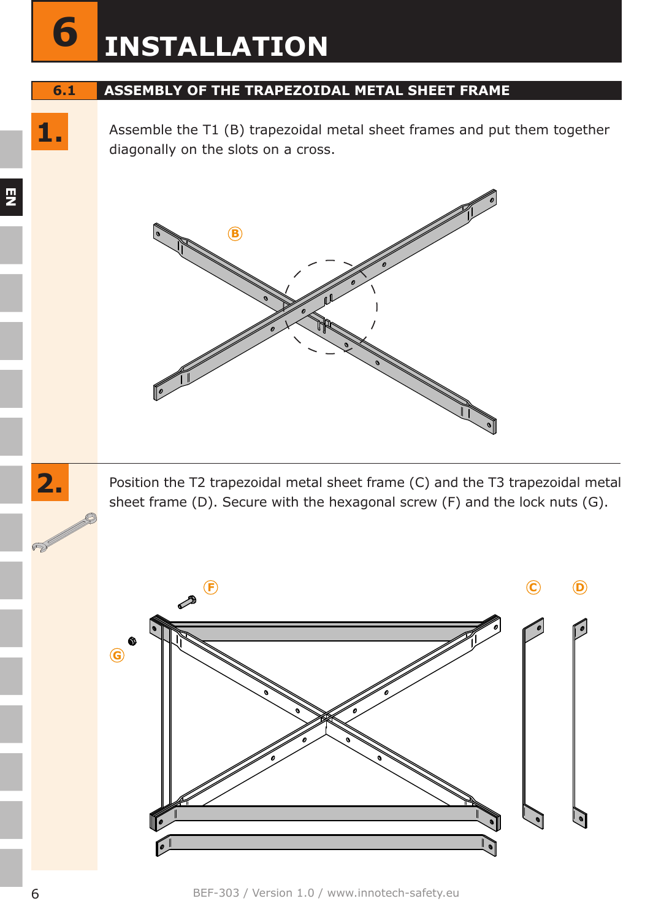# 6 INSTALLATION

## 6.1 ASSEMBLY OF THE TRAPEZOIDAL METAL SHEET FRAME

**1.** Assemble the T1 (B) trapezoidal metal sheet frames and put them together diagonally on the slots on a cross.

**2.** Position the T2 trapezoidal metal sheet frame (C) and the T3 trapezoidal metal sheet frame (D). Secure with the hexagonal screw (F) and the lock nuts (G).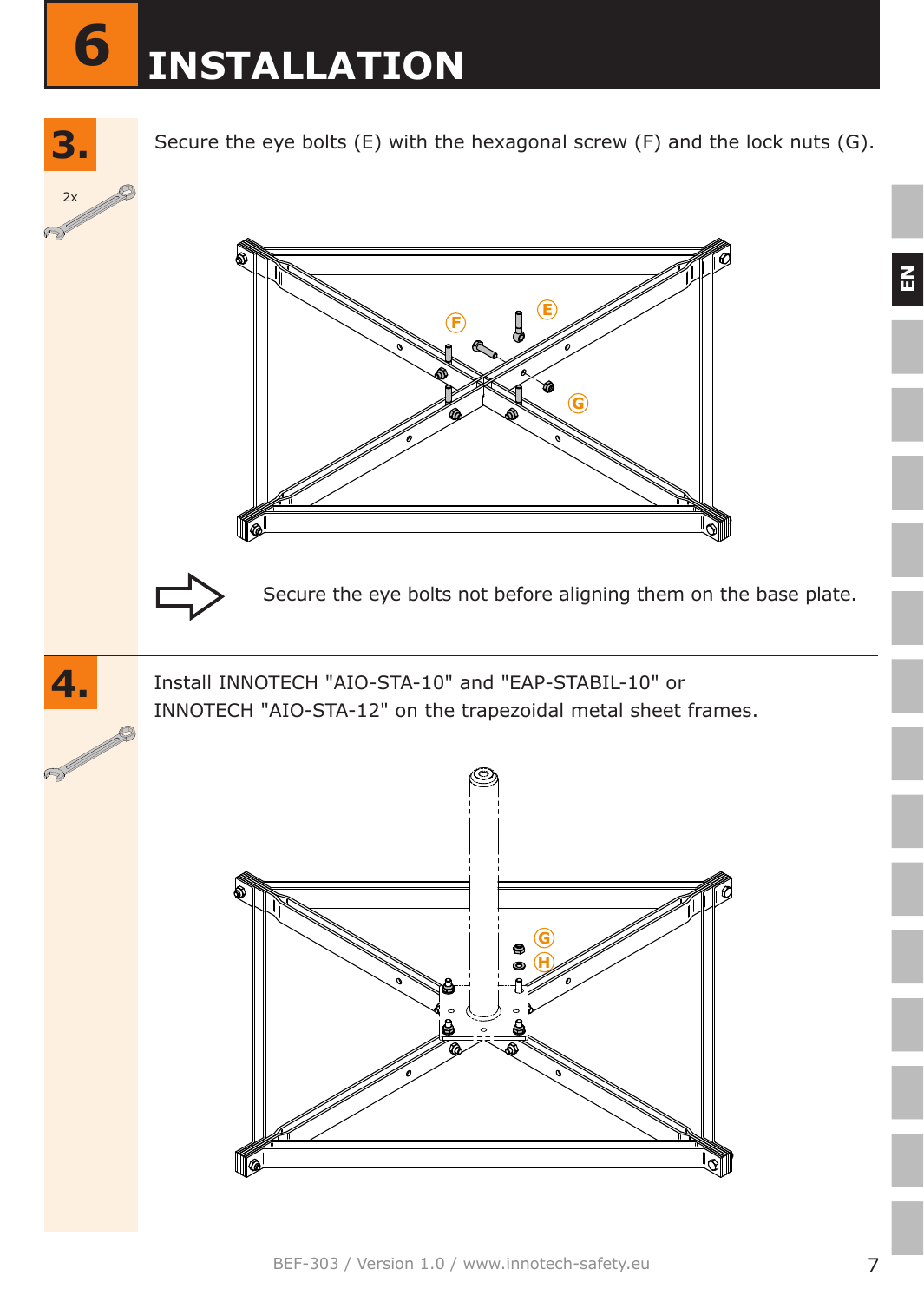# 6 INSTALLATION

## 3.

2x

Secure the eye bolts (E) with the hexagonal screw (F) and the lock nuts (G).

Secure the eye bolts not before aligning them on the base plate.

## 4.

Install INNOTECH "AIO-STA-10" and "EAP-STABIL-10" or INNOTECH "AIO-STA-12" on the trapezoidal metal sheet frames.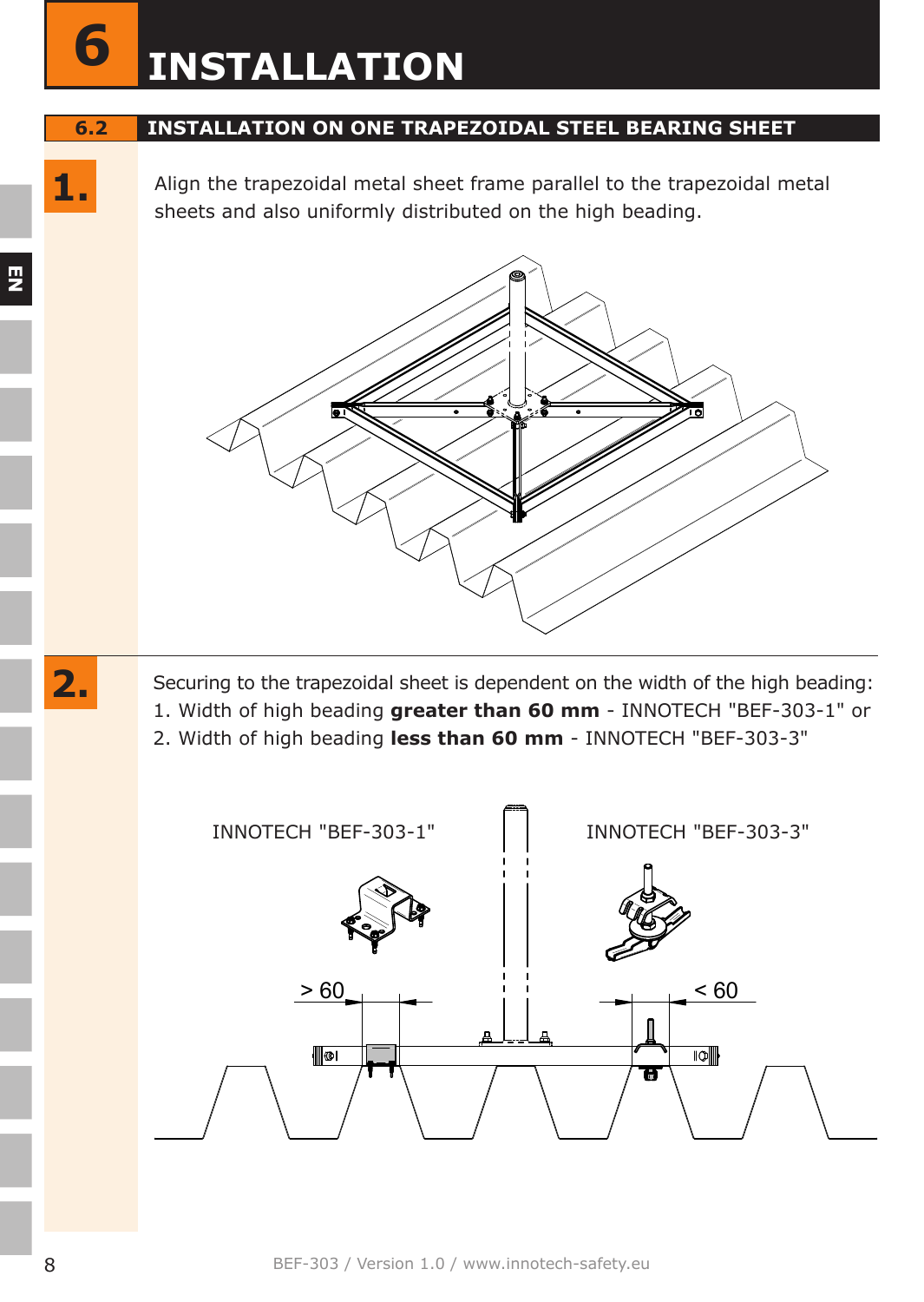# 6 INSTALLATION

## 6.2 INSTALLATION ON ONE TRAPEZOIDAL STEEL BEARING SHEET

**1.**

Align the trapezoidal metal sheet frame parallel to the trapezoidal metal sheets and also uniformly distributed on the high beading.

**2.**

Securing to the trapezoidal sheet is dependent on the width of the high beading:

1. Width of high beading **greater than 60 mm** - INNOTECH "BEF-303-1" or
2. Width of high beading **less than 60 mm** - INNOTECH "BEF-303-3"

INNOTECH "BEF-303-1"

INNOTECH "BEF-303-3"

> 60

< 60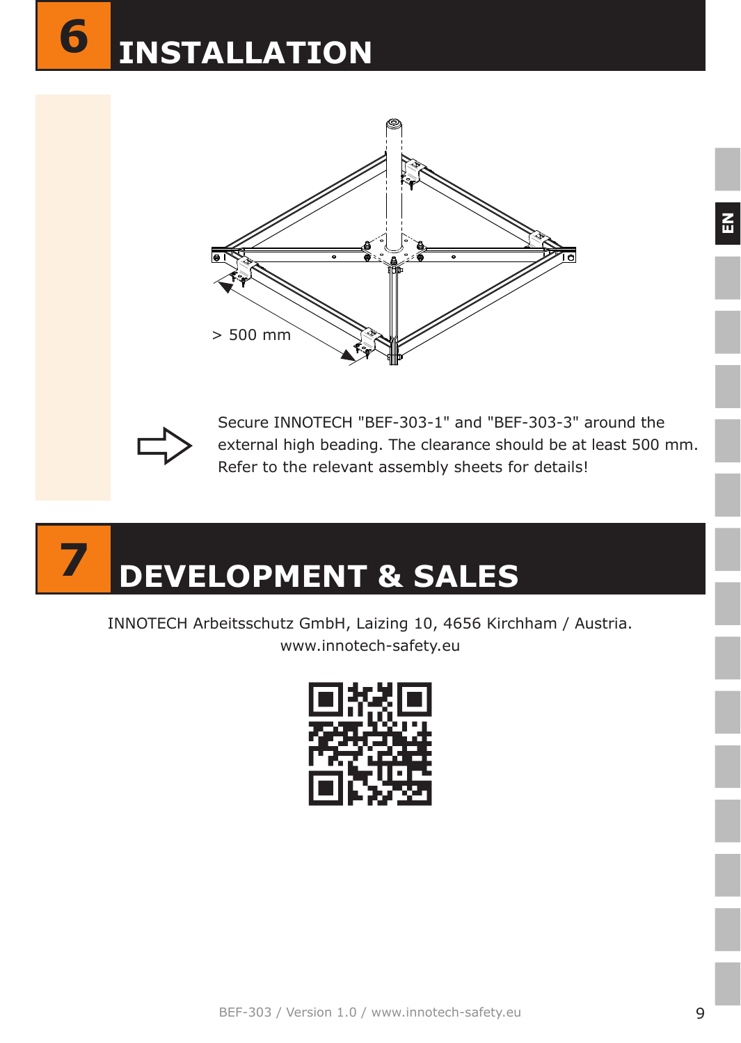# 6 INSTALLATION

> 500 mm

Secure INNOTECH "BEF-303-1" and "BEF-303-3" around the external high beading. The clearance should be at least 500 mm. Refer to the relevant assembly sheets for details!

# 7 DEVELOPMENT & SALES

INNOTECH Arbeitsschutz GmbH, Laizing 10, 4656 Kirchham / Austria.
www.innotech-safety.eu